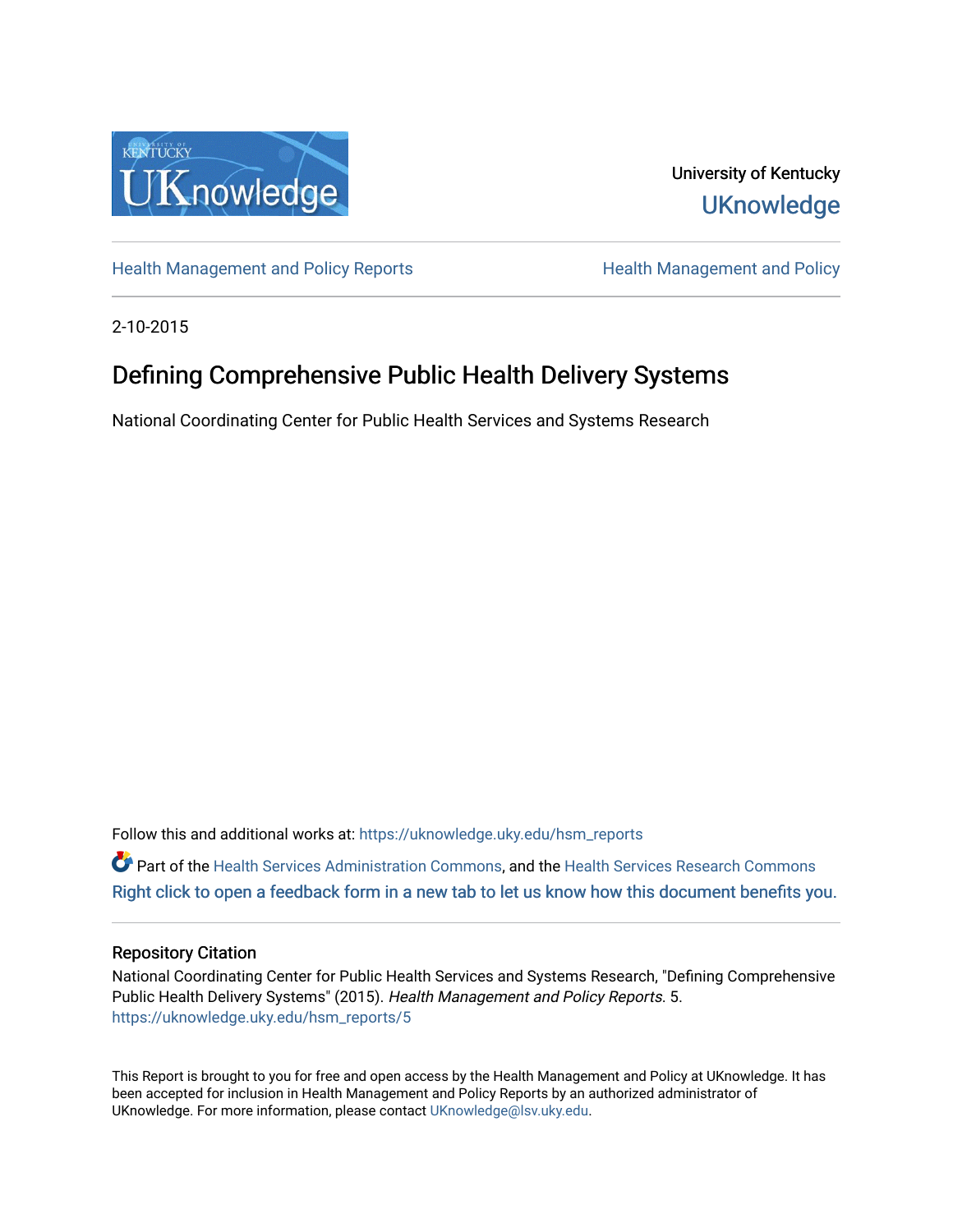University of Kentucky
UKnowledge

Health Management and Policy Reports | Health Management and Policy

2-10-2015

# Defining Comprehensive Public Health Delivery Systems

National Coordinating Center for Public Health Services and Systems Research

Follow this and additional works at: https://uknowledge.uky.edu/hsm_reports

Part of the Health Services Administration Commons, and the Health Services Research Commons

Right click to open a feedback form in a new tab to let us know how this document benefits you.

## Repository Citation

National Coordinating Center for Public Health Services and Systems Research, "Defining Comprehensive Public Health Delivery Systems" (2015). *Health Management and Policy Reports*. 5.
https://uknowledge.uky.edu/hsm_reports/5

This Report is brought to you for free and open access by the Health Management and Policy at UKnowledge. It has been accepted for inclusion in Health Management and Policy Reports by an authorized administrator of UKnowledge. For more information, please contact UKnowledge@lsv.uky.edu.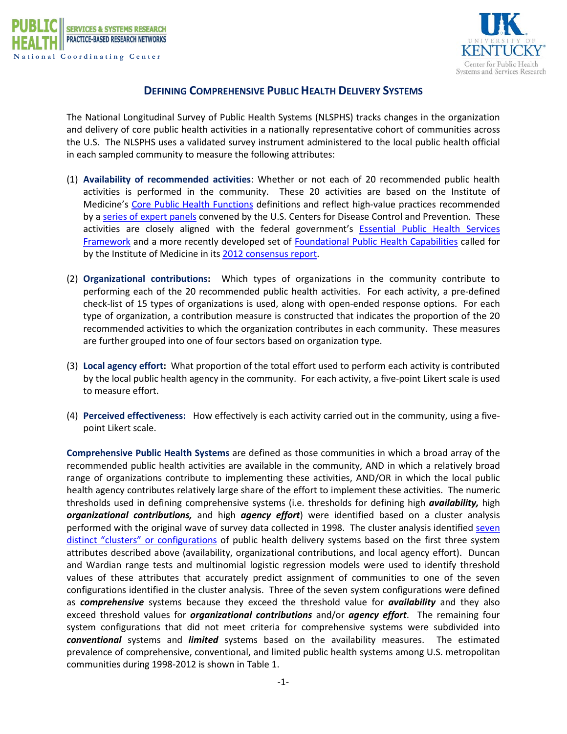## DEFINING COMPREHENSIVE PUBLIC HEALTH DELIVERY SYSTEMS

The National Longitudinal Survey of Public Health Systems (NLSPHS) tracks changes in the organization and delivery of core public health activities in a nationally representative cohort of communities across the U.S. The NLSPHS uses a validated survey instrument administered to the local public health official in each sampled community to measure the following attributes:

(1) **Availability of recommended activities**: Whether or not each of 20 recommended public health activities is performed in the community. These 20 activities are based on the Institute of Medicine's Core Public Health Functions definitions and reflect high-value practices recommended by a series of expert panels convened by the U.S. Centers for Disease Control and Prevention. These activities are closely aligned with the federal government's Essential Public Health Services Framework and a more recently developed set of Foundational Public Health Capabilities called for by the Institute of Medicine in its 2012 consensus report.

(2) **Organizational contributions:** Which types of organizations in the community contribute to performing each of the 20 recommended public health activities. For each activity, a pre-defined check-list of 15 types of organizations is used, along with open-ended response options. For each type of organization, a contribution measure is constructed that indicates the proportion of the 20 recommended activities to which the organization contributes in each community. These measures are further grouped into one of four sectors based on organization type.

(3) **Local agency effort:** What proportion of the total effort used to perform each activity is contributed by the local public health agency in the community. For each activity, a five-point Likert scale is used to measure effort.

(4) **Perceived effectiveness:** How effectively is each activity carried out in the community, using a five-point Likert scale.

**Comprehensive Public Health Systems** are defined as those communities in which a broad array of the recommended public health activities are available in the community, AND in which a relatively broad range of organizations contribute to implementing these activities, AND/OR in which the local public health agency contributes relatively large share of the effort to implement these activities. The numeric thresholds used in defining comprehensive systems (i.e. thresholds for defining high ***availability,*** high ***organizational contributions,*** and high ***agency effort***) were identified based on a cluster analysis performed with the original wave of survey data collected in 1998. The cluster analysis identified seven distinct "clusters" or configurations of public health delivery systems based on the first three system attributes described above (availability, organizational contributions, and local agency effort). Duncan and Wardian range tests and multinomial logistic regression models were used to identify threshold values of these attributes that accurately predict assignment of communities to one of the seven configurations identified in the cluster analysis. Three of the seven system configurations were defined as ***comprehensive*** systems because they exceed the threshold value for ***availability*** and they also exceed threshold values for ***organizational contributions*** and/or ***agency effort***. The remaining four system configurations that did not meet criteria for comprehensive systems were subdivided into ***conventional*** systems and ***limited*** systems based on the availability measures. The estimated prevalence of comprehensive, conventional, and limited public health systems among U.S. metropolitan communities during 1998-2012 is shown in Table 1.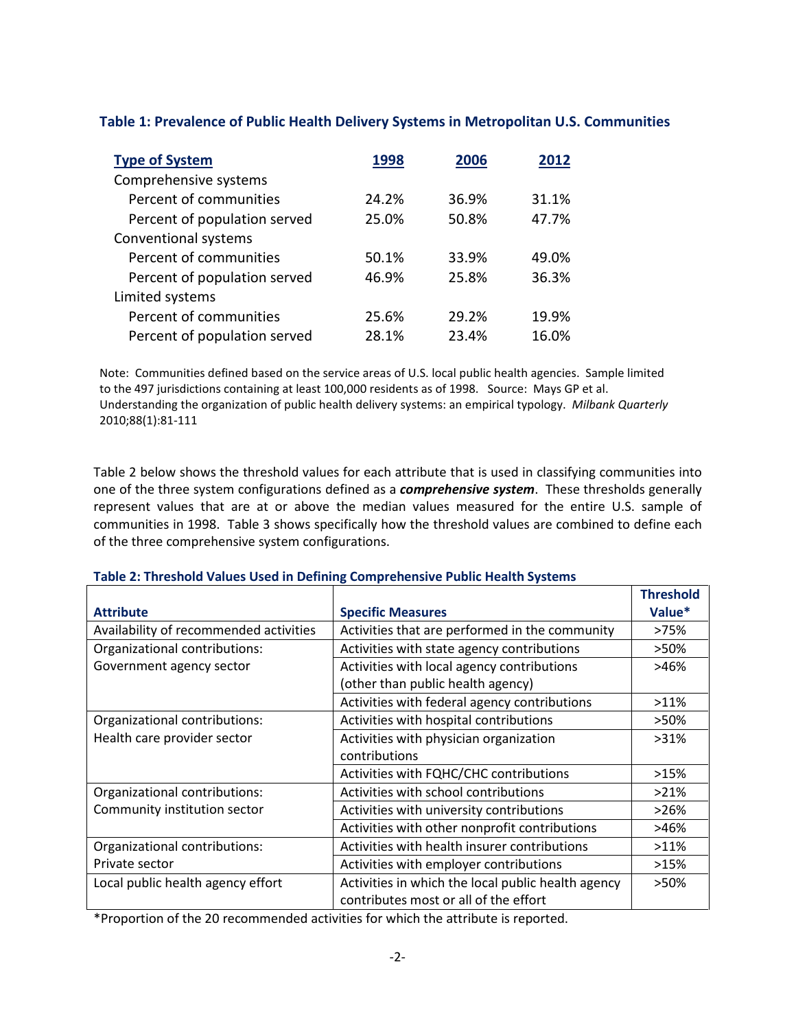**Table 1: Prevalence of Public Health Delivery Systems in Metropolitan U.S. Communities**

| Type of System | 1998 | 2006 | 2012 |
|---|---|---|---|
| Comprehensive systems | | | |
| Percent of communities | 24.2% | 36.9% | 31.1% |
| Percent of population served | 25.0% | 50.8% | 47.7% |
| Conventional systems | | | |
| Percent of communities | 50.1% | 33.9% | 49.0% |
| Percent of population served | 46.9% | 25.8% | 36.3% |
| Limited systems | | | |
| Percent of communities | 25.6% | 29.2% | 19.9% |
| Percent of population served | 28.1% | 23.4% | 16.0% |

Note: Communities defined based on the service areas of U.S. local public health agencies. Sample limited to the 497 jurisdictions containing at least 100,000 residents as of 1998. Source: Mays GP et al. Understanding the organization of public health delivery systems: an empirical typology. *Milbank Quarterly* 2010;88(1):81-111

Table 2 below shows the threshold values for each attribute that is used in classifying communities into one of the three system configurations defined as a ***comprehensive system***. These thresholds generally represent values that are at or above the median values measured for the entire U.S. sample of communities in 1998. Table 3 shows specifically how the threshold values are combined to define each of the three comprehensive system configurations.

**Table 2: Threshold Values Used in Defining Comprehensive Public Health Systems**

| Attribute | Specific Measures | Threshold Value* |
|---|---|---|
| Availability of recommended activities | Activities that are performed in the community | >75% |
| Organizational contributions: Government agency sector | Activities with state agency contributions | >50% |
| | Activities with local agency contributions (other than public health agency) | >46% |
| | Activities with federal agency contributions | >11% |
| Organizational contributions: Health care provider sector | Activities with hospital contributions | >50% |
| | Activities with physician organization contributions | >31% |
| | Activities with FQHC/CHC contributions | >15% |
| Organizational contributions: Community institution sector | Activities with school contributions | >21% |
| | Activities with university contributions | >26% |
| | Activities with other nonprofit contributions | >46% |
| Organizational contributions: Private sector | Activities with health insurer contributions | >11% |
| | Activities with employer contributions | >15% |
| Local public health agency effort | Activities in which the local public health agency contributes most or all of the effort | >50% |

*Proportion of the 20 recommended activities for which the attribute is reported.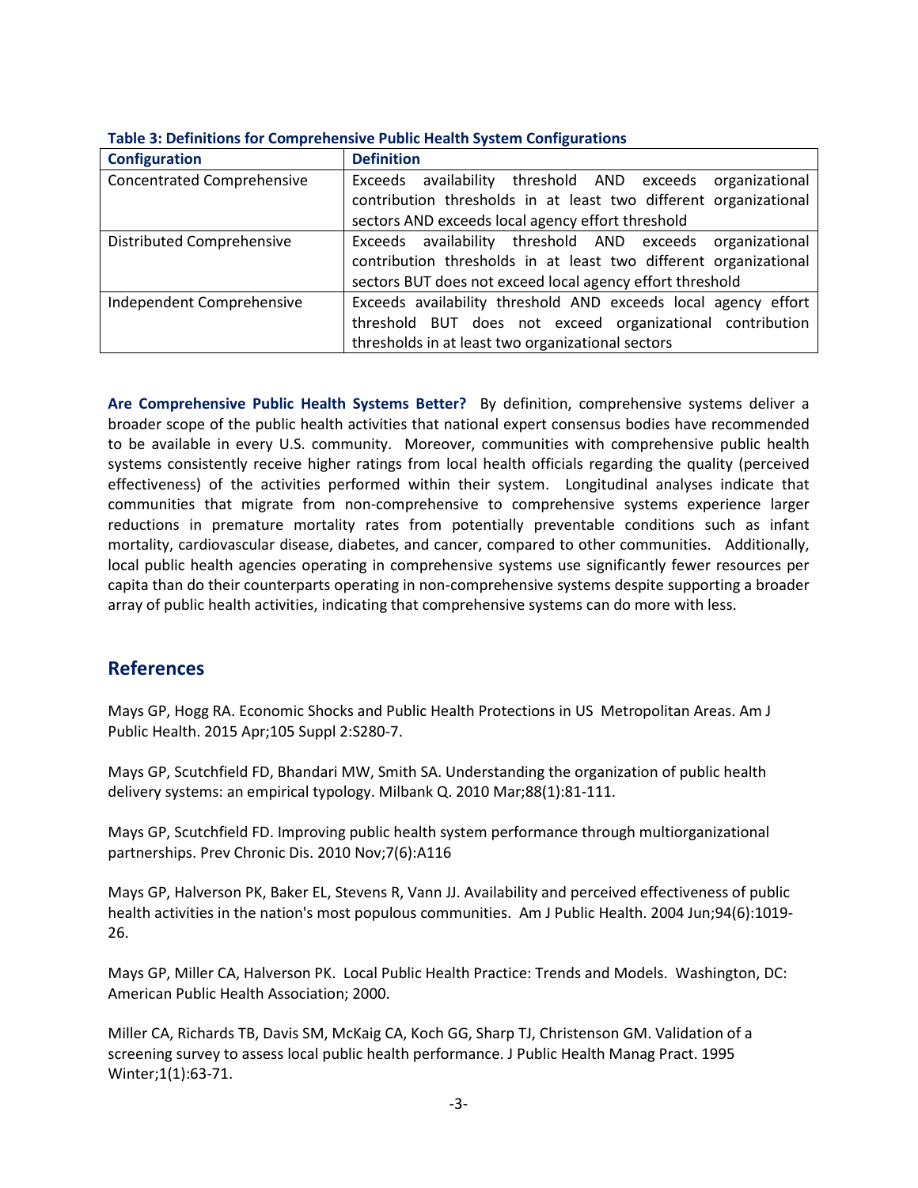**Table 3: Definitions for Comprehensive Public Health System Configurations**

| Configuration | Definition |
|---|---|
| Concentrated Comprehensive | Exceeds availability threshold AND exceeds organizational contribution thresholds in at least two different organizational sectors AND exceeds local agency effort threshold |
| Distributed Comprehensive | Exceeds availability threshold AND exceeds organizational contribution thresholds in at least two different organizational sectors BUT does not exceed local agency effort threshold |
| Independent Comprehensive | Exceeds availability threshold AND exceeds local agency effort threshold BUT does not exceed organizational contribution thresholds in at least two organizational sectors |

**Are Comprehensive Public Health Systems Better?** By definition, comprehensive systems deliver a broader scope of the public health activities that national expert consensus bodies have recommended to be available in every U.S. community. Moreover, communities with comprehensive public health systems consistently receive higher ratings from local health officials regarding the quality (perceived effectiveness) of the activities performed within their system. Longitudinal analyses indicate that communities that migrate from non-comprehensive to comprehensive systems experience larger reductions in premature mortality rates from potentially preventable conditions such as infant mortality, cardiovascular disease, diabetes, and cancer, compared to other communities. Additionally, local public health agencies operating in comprehensive systems use significantly fewer resources per capita than do their counterparts operating in non-comprehensive systems despite supporting a broader array of public health activities, indicating that comprehensive systems can do more with less.

## References

Mays GP, Hogg RA. Economic Shocks and Public Health Protections in US Metropolitan Areas. Am J Public Health. 2015 Apr;105 Suppl 2:S280-7.

Mays GP, Scutchfield FD, Bhandari MW, Smith SA. Understanding the organization of public health delivery systems: an empirical typology. Milbank Q. 2010 Mar;88(1):81-111.

Mays GP, Scutchfield FD. Improving public health system performance through multiorganizational partnerships. Prev Chronic Dis. 2010 Nov;7(6):A116

Mays GP, Halverson PK, Baker EL, Stevens R, Vann JJ. Availability and perceived effectiveness of public health activities in the nation's most populous communities. Am J Public Health. 2004 Jun;94(6):1019-26.

Mays GP, Miller CA, Halverson PK. Local Public Health Practice: Trends and Models. Washington, DC: American Public Health Association; 2000.

Miller CA, Richards TB, Davis SM, McKaig CA, Koch GG, Sharp TJ, Christenson GM. Validation of a screening survey to assess local public health performance. J Public Health Manag Pract. 1995 Winter;1(1):63-71.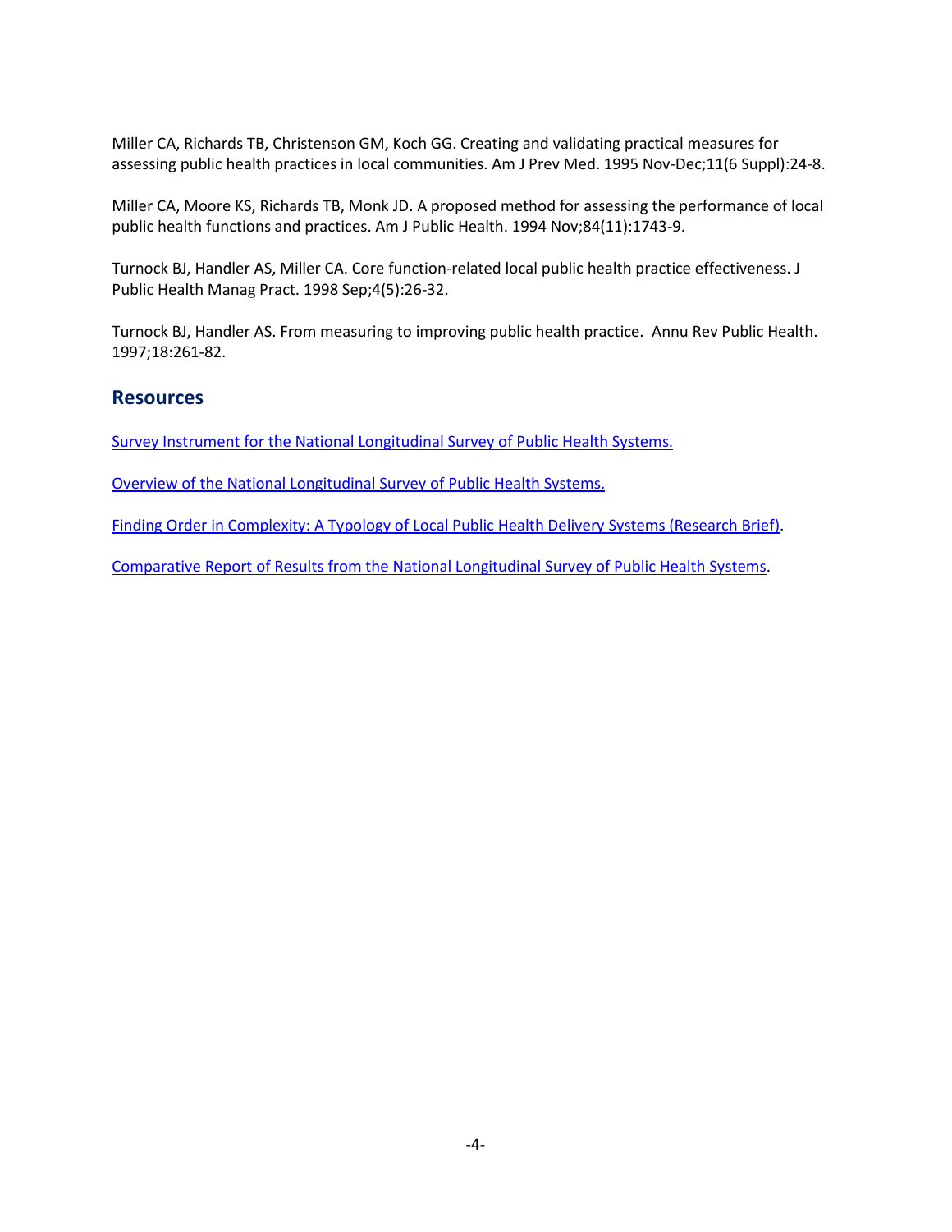Miller CA, Richards TB, Christenson GM, Koch GG. Creating and validating practical measures for assessing public health practices in local communities. Am J Prev Med. 1995 Nov-Dec;11(6 Suppl):24-8.

Miller CA, Moore KS, Richards TB, Monk JD. A proposed method for assessing the performance of local public health functions and practices. Am J Public Health. 1994 Nov;84(11):1743-9.

Turnock BJ, Handler AS, Miller CA. Core function-related local public health practice effectiveness. J Public Health Manag Pract. 1998 Sep;4(5):26-32.

Turnock BJ, Handler AS. From measuring to improving public health practice. Annu Rev Public Health. 1997;18:261-82.

## Resources

Survey Instrument for the National Longitudinal Survey of Public Health Systems.

Overview of the National Longitudinal Survey of Public Health Systems.

Finding Order in Complexity: A Typology of Local Public Health Delivery Systems (Research Brief).

Comparative Report of Results from the National Longitudinal Survey of Public Health Systems.